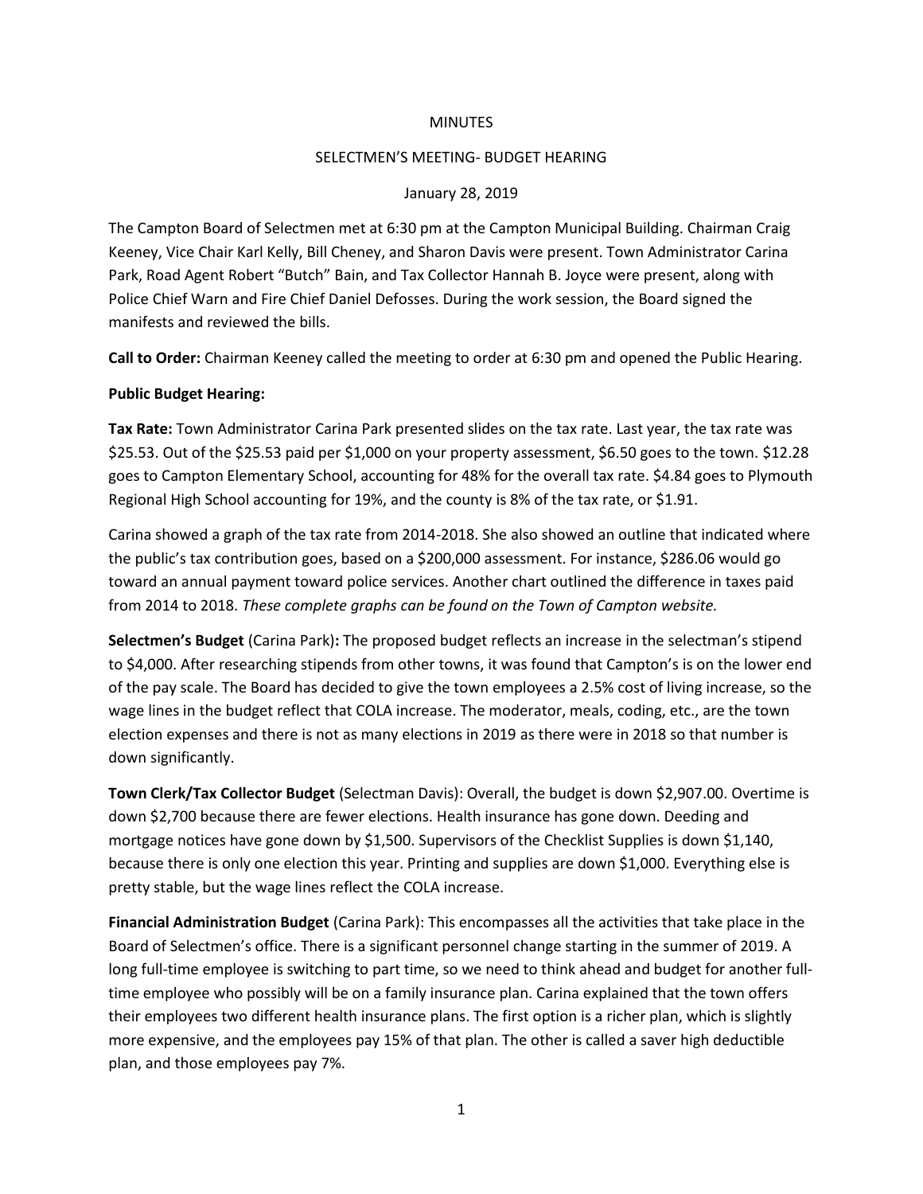MINUTES

SELECTMEN'S MEETING- BUDGET HEARING

January 28, 2019

The Campton Board of Selectmen met at 6:30 pm at the Campton Municipal Building. Chairman Craig Keeney, Vice Chair Karl Kelly, Bill Cheney, and Sharon Davis were present. Town Administrator Carina Park, Road Agent Robert "Butch" Bain, and Tax Collector Hannah B. Joyce were present, along with Police Chief Warn and Fire Chief Daniel Defosses. During the work session, the Board signed the manifests and reviewed the bills.

**Call to Order:** Chairman Keeney called the meeting to order at 6:30 pm and opened the Public Hearing.

**Public Budget Hearing:**

**Tax Rate:** Town Administrator Carina Park presented slides on the tax rate. Last year, the tax rate was $25.53. Out of the $25.53 paid per $1,000 on your property assessment, $6.50 goes to the town. $12.28 goes to Campton Elementary School, accounting for 48% for the overall tax rate. $4.84 goes to Plymouth Regional High School accounting for 19%, and the county is 8% of the tax rate, or $1.91.

Carina showed a graph of the tax rate from 2014-2018. She also showed an outline that indicated where the public's tax contribution goes, based on a $200,000 assessment. For instance, $286.06 would go toward an annual payment toward police services. Another chart outlined the difference in taxes paid from 2014 to 2018. *These complete graphs can be found on the Town of Campton website.*

**Selectmen's Budget** (Carina Park)**:** The proposed budget reflects an increase in the selectman's stipend to $4,000. After researching stipends from other towns, it was found that Campton's is on the lower end of the pay scale. The Board has decided to give the town employees a 2.5% cost of living increase, so the wage lines in the budget reflect that COLA increase. The moderator, meals, coding, etc., are the town election expenses and there is not as many elections in 2019 as there were in 2018 so that number is down significantly.

**Town Clerk/Tax Collector Budget** (Selectman Davis): Overall, the budget is down $2,907.00. Overtime is down $2,700 because there are fewer elections. Health insurance has gone down. Deeding and mortgage notices have gone down by $1,500. Supervisors of the Checklist Supplies is down $1,140, because there is only one election this year. Printing and supplies are down $1,000. Everything else is pretty stable, but the wage lines reflect the COLA increase.

**Financial Administration Budget** (Carina Park): This encompasses all the activities that take place in the Board of Selectmen's office. There is a significant personnel change starting in the summer of 2019. A long full-time employee is switching to part time, so we need to think ahead and budget for another full-time employee who possibly will be on a family insurance plan. Carina explained that the town offers their employees two different health insurance plans. The first option is a richer plan, which is slightly more expensive, and the employees pay 15% of that plan. The other is called a saver high deductible plan, and those employees pay 7%.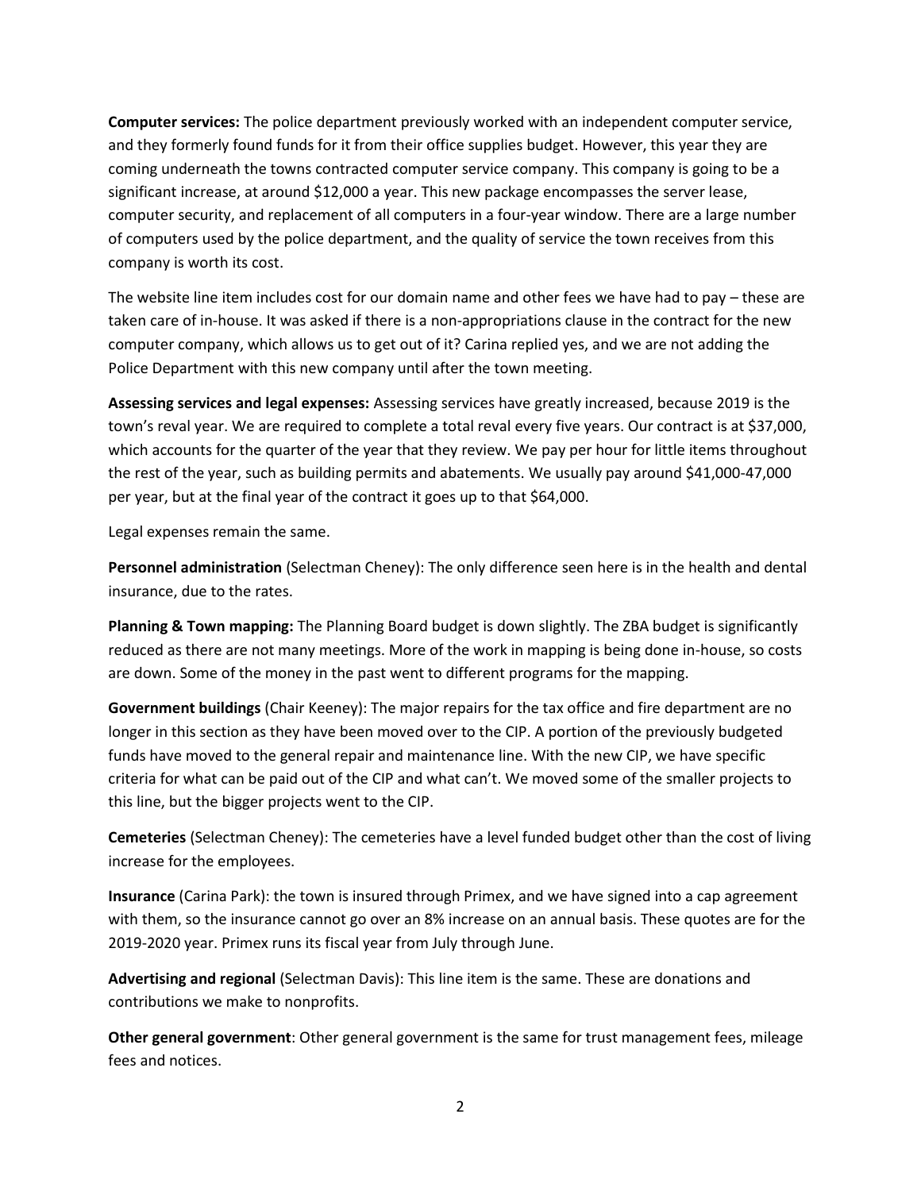**Computer services:** The police department previously worked with an independent computer service, and they formerly found funds for it from their office supplies budget. However, this year they are coming underneath the towns contracted computer service company. This company is going to be a significant increase, at around $12,000 a year. This new package encompasses the server lease, computer security, and replacement of all computers in a four-year window. There are a large number of computers used by the police department, and the quality of service the town receives from this company is worth its cost.

The website line item includes cost for our domain name and other fees we have had to pay – these are taken care of in-house. It was asked if there is a non-appropriations clause in the contract for the new computer company, which allows us to get out of it? Carina replied yes, and we are not adding the Police Department with this new company until after the town meeting.

**Assessing services and legal expenses:** Assessing services have greatly increased, because 2019 is the town's reval year. We are required to complete a total reval every five years. Our contract is at $37,000, which accounts for the quarter of the year that they review. We pay per hour for little items throughout the rest of the year, such as building permits and abatements. We usually pay around $41,000-47,000 per year, but at the final year of the contract it goes up to that $64,000.

Legal expenses remain the same.

**Personnel administration** (Selectman Cheney): The only difference seen here is in the health and dental insurance, due to the rates.

**Planning & Town mapping:** The Planning Board budget is down slightly. The ZBA budget is significantly reduced as there are not many meetings. More of the work in mapping is being done in-house, so costs are down. Some of the money in the past went to different programs for the mapping.

**Government buildings** (Chair Keeney): The major repairs for the tax office and fire department are no longer in this section as they have been moved over to the CIP. A portion of the previously budgeted funds have moved to the general repair and maintenance line. With the new CIP, we have specific criteria for what can be paid out of the CIP and what can't. We moved some of the smaller projects to this line, but the bigger projects went to the CIP.

**Cemeteries** (Selectman Cheney): The cemeteries have a level funded budget other than the cost of living increase for the employees.

**Insurance** (Carina Park): the town is insured through Primex, and we have signed into a cap agreement with them, so the insurance cannot go over an 8% increase on an annual basis. These quotes are for the 2019-2020 year. Primex runs its fiscal year from July through June.

**Advertising and regional** (Selectman Davis): This line item is the same. These are donations and contributions we make to nonprofits.

**Other general government**: Other general government is the same for trust management fees, mileage fees and notices.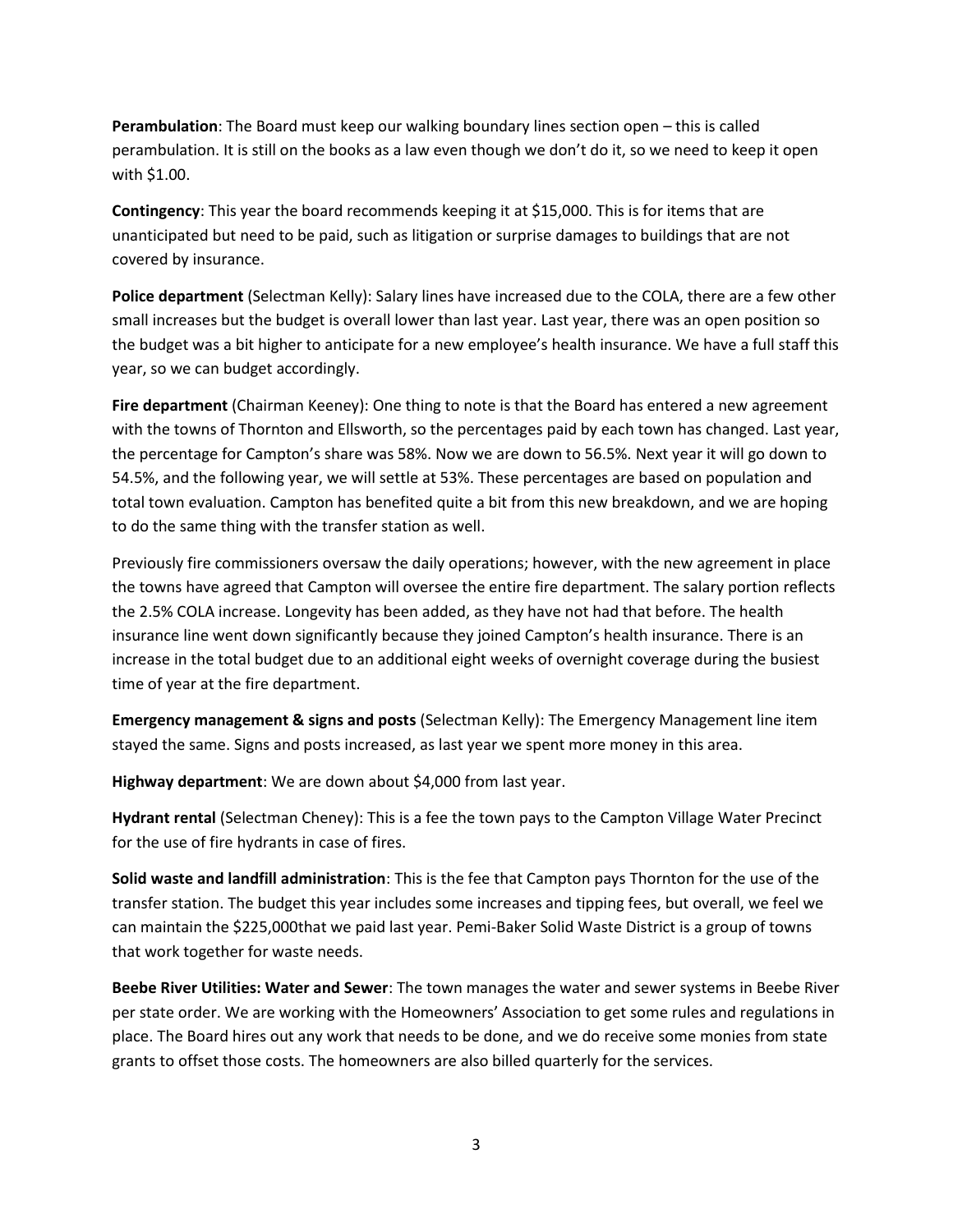**Perambulation**: The Board must keep our walking boundary lines section open – this is called perambulation. It is still on the books as a law even though we don't do it, so we need to keep it open with $1.00.

**Contingency**: This year the board recommends keeping it at $15,000. This is for items that are unanticipated but need to be paid, such as litigation or surprise damages to buildings that are not covered by insurance.

**Police department** (Selectman Kelly): Salary lines have increased due to the COLA, there are a few other small increases but the budget is overall lower than last year. Last year, there was an open position so the budget was a bit higher to anticipate for a new employee's health insurance. We have a full staff this year, so we can budget accordingly.

**Fire department** (Chairman Keeney): One thing to note is that the Board has entered a new agreement with the towns of Thornton and Ellsworth, so the percentages paid by each town has changed. Last year, the percentage for Campton's share was 58%. Now we are down to 56.5%. Next year it will go down to 54.5%, and the following year, we will settle at 53%. These percentages are based on population and total town evaluation. Campton has benefited quite a bit from this new breakdown, and we are hoping to do the same thing with the transfer station as well.

Previously fire commissioners oversaw the daily operations; however, with the new agreement in place the towns have agreed that Campton will oversee the entire fire department. The salary portion reflects the 2.5% COLA increase. Longevity has been added, as they have not had that before. The health insurance line went down significantly because they joined Campton's health insurance. There is an increase in the total budget due to an additional eight weeks of overnight coverage during the busiest time of year at the fire department.

**Emergency management & signs and posts** (Selectman Kelly): The Emergency Management line item stayed the same. Signs and posts increased, as last year we spent more money in this area.

**Highway department**: We are down about $4,000 from last year.

**Hydrant rental** (Selectman Cheney): This is a fee the town pays to the Campton Village Water Precinct for the use of fire hydrants in case of fires.

**Solid waste and landfill administration**: This is the fee that Campton pays Thornton for the use of the transfer station. The budget this year includes some increases and tipping fees, but overall, we feel we can maintain the $225,000that we paid last year. Pemi-Baker Solid Waste District is a group of towns that work together for waste needs.

**Beebe River Utilities: Water and Sewer**: The town manages the water and sewer systems in Beebe River per state order. We are working with the Homeowners' Association to get some rules and regulations in place. The Board hires out any work that needs to be done, and we do receive some monies from state grants to offset those costs. The homeowners are also billed quarterly for the services.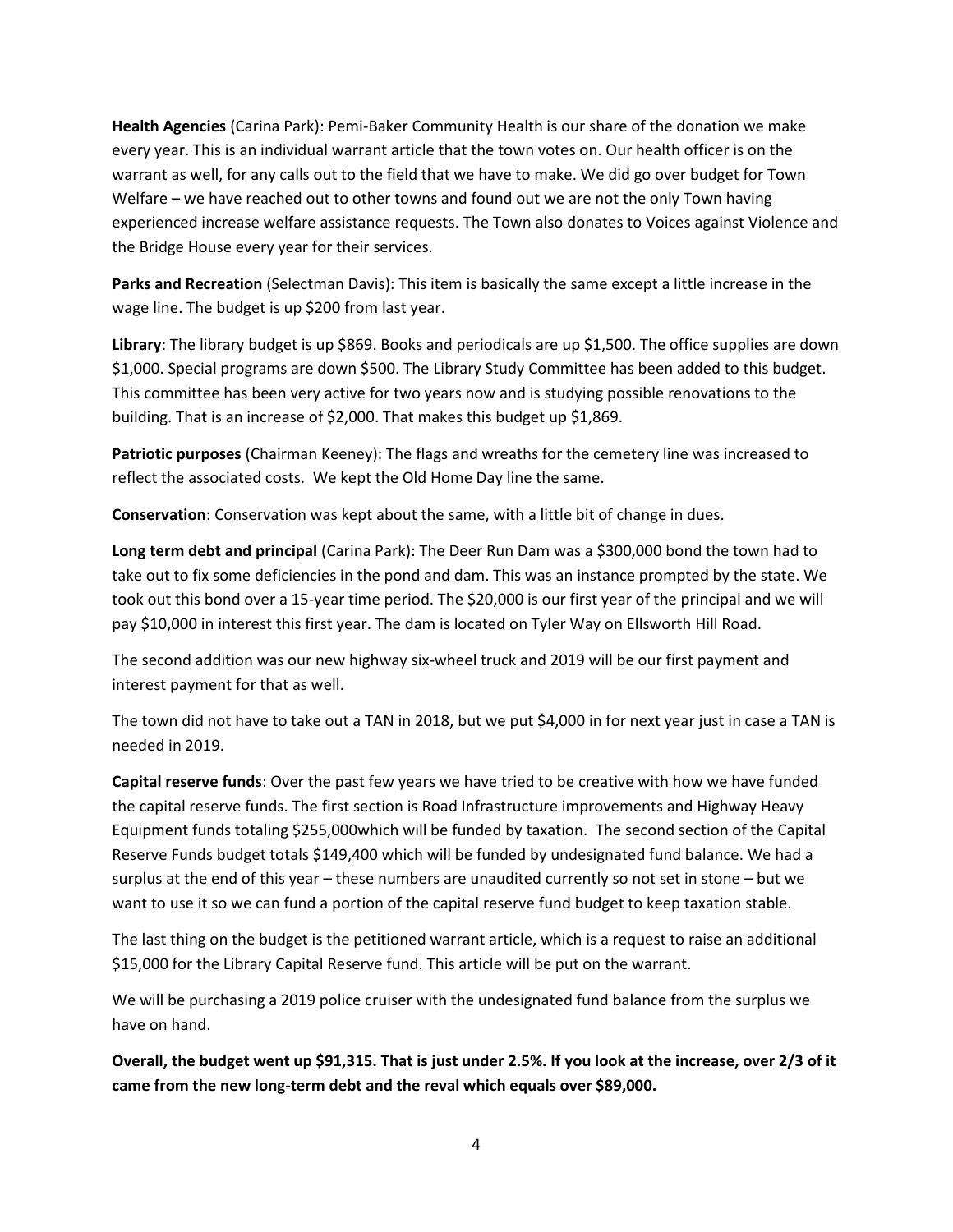**Health Agencies** (Carina Park): Pemi-Baker Community Health is our share of the donation we make every year. This is an individual warrant article that the town votes on. Our health officer is on the warrant as well, for any calls out to the field that we have to make. We did go over budget for Town Welfare – we have reached out to other towns and found out we are not the only Town having experienced increase welfare assistance requests. The Town also donates to Voices against Violence and the Bridge House every year for their services.

**Parks and Recreation** (Selectman Davis): This item is basically the same except a little increase in the wage line. The budget is up $200 from last year.

**Library**: The library budget is up $869. Books and periodicals are up $1,500. The office supplies are down $1,000. Special programs are down $500. The Library Study Committee has been added to this budget. This committee has been very active for two years now and is studying possible renovations to the building. That is an increase of $2,000. That makes this budget up $1,869.

**Patriotic purposes** (Chairman Keeney): The flags and wreaths for the cemetery line was increased to reflect the associated costs. We kept the Old Home Day line the same.

**Conservation**: Conservation was kept about the same, with a little bit of change in dues.

**Long term debt and principal** (Carina Park): The Deer Run Dam was a $300,000 bond the town had to take out to fix some deficiencies in the pond and dam. This was an instance prompted by the state. We took out this bond over a 15-year time period. The $20,000 is our first year of the principal and we will pay $10,000 in interest this first year. The dam is located on Tyler Way on Ellsworth Hill Road.

The second addition was our new highway six-wheel truck and 2019 will be our first payment and interest payment for that as well.

The town did not have to take out a TAN in 2018, but we put $4,000 in for next year just in case a TAN is needed in 2019.

**Capital reserve funds**: Over the past few years we have tried to be creative with how we have funded the capital reserve funds. The first section is Road Infrastructure improvements and Highway Heavy Equipment funds totaling $255,000which will be funded by taxation. The second section of the Capital Reserve Funds budget totals $149,400 which will be funded by undesignated fund balance. We had a surplus at the end of this year – these numbers are unaudited currently so not set in stone – but we want to use it so we can fund a portion of the capital reserve fund budget to keep taxation stable.

The last thing on the budget is the petitioned warrant article, which is a request to raise an additional $15,000 for the Library Capital Reserve fund. This article will be put on the warrant.

We will be purchasing a 2019 police cruiser with the undesignated fund balance from the surplus we have on hand.

**Overall, the budget went up $91,315. That is just under 2.5%. If you look at the increase, over 2/3 of it came from the new long-term debt and the reval which equals over $89,000.**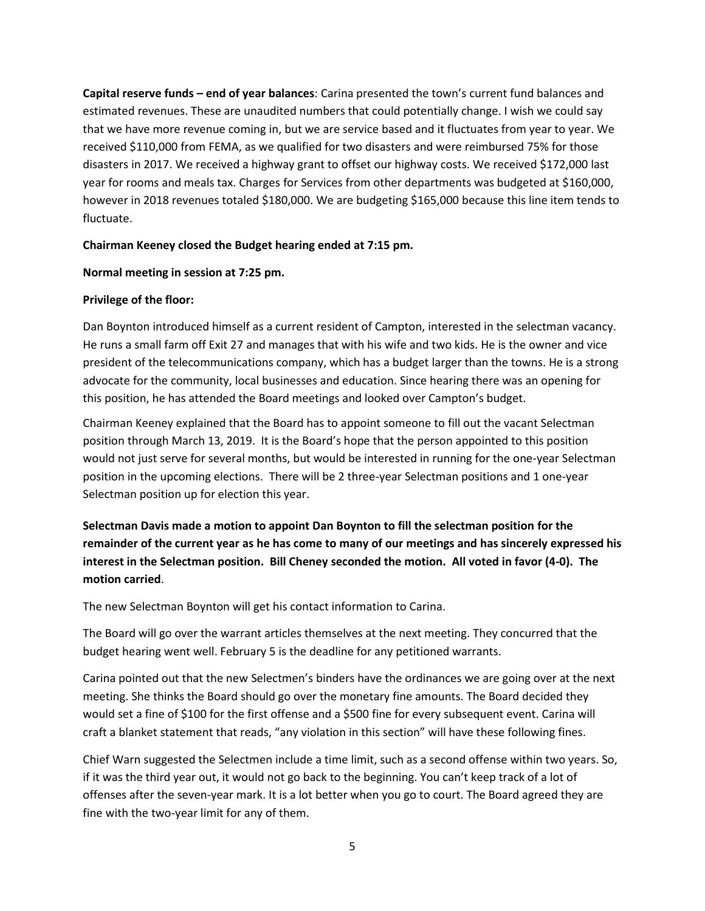**Capital reserve funds – end of year balances**: Carina presented the town's current fund balances and estimated revenues. These are unaudited numbers that could potentially change. I wish we could say that we have more revenue coming in, but we are service based and it fluctuates from year to year. We received $110,000 from FEMA, as we qualified for two disasters and were reimbursed 75% for those disasters in 2017. We received a highway grant to offset our highway costs. We received $172,000 last year for rooms and meals tax. Charges for Services from other departments was budgeted at $160,000, however in 2018 revenues totaled $180,000. We are budgeting $165,000 because this line item tends to fluctuate.

**Chairman Keeney closed the Budget hearing ended at 7:15 pm.**

**Normal meeting in session at 7:25 pm.**

**Privilege of the floor:**

Dan Boynton introduced himself as a current resident of Campton, interested in the selectman vacancy. He runs a small farm off Exit 27 and manages that with his wife and two kids. He is the owner and vice president of the telecommunications company, which has a budget larger than the towns. He is a strong advocate for the community, local businesses and education. Since hearing there was an opening for this position, he has attended the Board meetings and looked over Campton's budget.

Chairman Keeney explained that the Board has to appoint someone to fill out the vacant Selectman position through March 13, 2019. It is the Board's hope that the person appointed to this position would not just serve for several months, but would be interested in running for the one-year Selectman position in the upcoming elections. There will be 2 three-year Selectman positions and 1 one-year Selectman position up for election this year.

**Selectman Davis made a motion to appoint Dan Boynton to fill the selectman position for the remainder of the current year as he has come to many of our meetings and has sincerely expressed his interest in the Selectman position. Bill Cheney seconded the motion. All voted in favor (4-0). The motion carried**.

The new Selectman Boynton will get his contact information to Carina.

The Board will go over the warrant articles themselves at the next meeting. They concurred that the budget hearing went well. February 5 is the deadline for any petitioned warrants.

Carina pointed out that the new Selectmen's binders have the ordinances we are going over at the next meeting. She thinks the Board should go over the monetary fine amounts. The Board decided they would set a fine of $100 for the first offense and a $500 fine for every subsequent event. Carina will craft a blanket statement that reads, "any violation in this section" will have these following fines.

Chief Warn suggested the Selectmen include a time limit, such as a second offense within two years. So, if it was the third year out, it would not go back to the beginning. You can't keep track of a lot of offenses after the seven-year mark. It is a lot better when you go to court. The Board agreed they are fine with the two-year limit for any of them.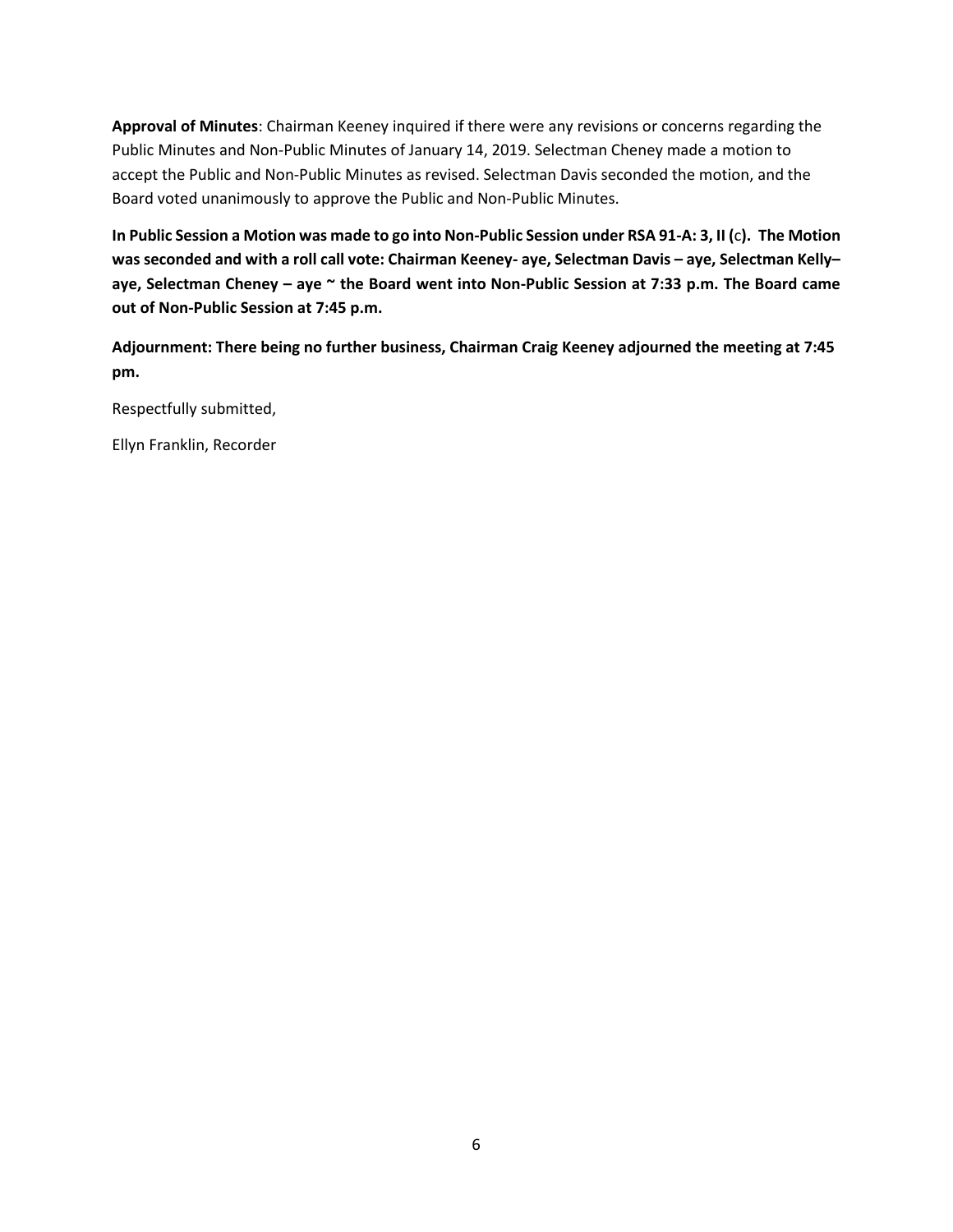**Approval of Minutes**: Chairman Keeney inquired if there were any revisions or concerns regarding the Public Minutes and Non-Public Minutes of January 14, 2019. Selectman Cheney made a motion to accept the Public and Non-Public Minutes as revised. Selectman Davis seconded the motion, and the Board voted unanimously to approve the Public and Non-Public Minutes.

**In Public Session a Motion was made to go into Non-Public Session under RSA 91-A: 3, II (c). The Motion was seconded and with a roll call vote: Chairman Keeney- aye, Selectman Davis – aye, Selectman Kelly– aye, Selectman Cheney – aye ~ the Board went into Non-Public Session at 7:33 p.m. The Board came out of Non-Public Session at 7:45 p.m.**

**Adjournment: There being no further business, Chairman Craig Keeney adjourned the meeting at 7:45 pm.**

Respectfully submitted,

Ellyn Franklin, Recorder